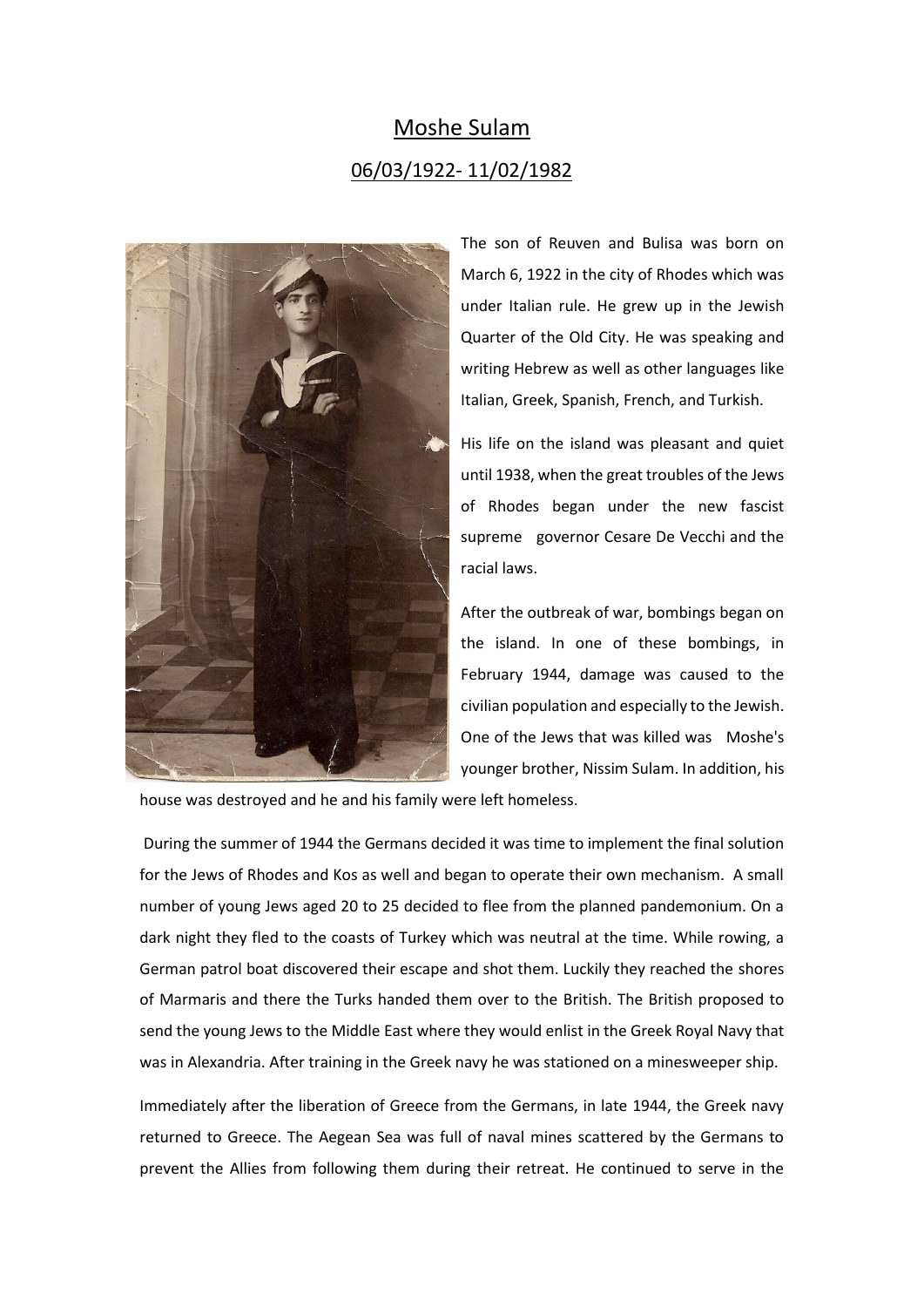# Moshe Sulam

## 06/03/1922- 11/02/1982

The son of Reuven and Bulisa was born on March 6, 1922 in the city of Rhodes which was under Italian rule. He grew up in the Jewish Quarter of the Old City. He was speaking and writing Hebrew as well as other languages like Italian, Greek, Spanish, French, and Turkish.

His life on the island was pleasant and quiet until 1938, when the great troubles of the Jews of Rhodes began under the new fascist supreme governor Cesare De Vecchi and the racial laws.

After the outbreak of war, bombings began on the island. In one of these bombings, in February 1944, damage was caused to the civilian population and especially to the Jewish. One of the Jews that was killed was Moshe's younger brother, Nissim Sulam. In addition, his house was destroyed and he and his family were left homeless.

During the summer of 1944 the Germans decided it was time to implement the final solution for the Jews of Rhodes and Kos as well and began to operate their own mechanism. A small number of young Jews aged 20 to 25 decided to flee from the planned pandemonium. On a dark night they fled to the coasts of Turkey which was neutral at the time. While rowing, a German patrol boat discovered their escape and shot them. Luckily they reached the shores of Marmaris and there the Turks handed them over to the British. The British proposed to send the young Jews to the Middle East where they would enlist in the Greek Royal Navy that was in Alexandria. After training in the Greek navy he was stationed on a minesweeper ship.

Immediately after the liberation of Greece from the Germans, in late 1944, the Greek navy returned to Greece. The Aegean Sea was full of naval mines scattered by the Germans to prevent the Allies from following them during their retreat. He continued to serve in the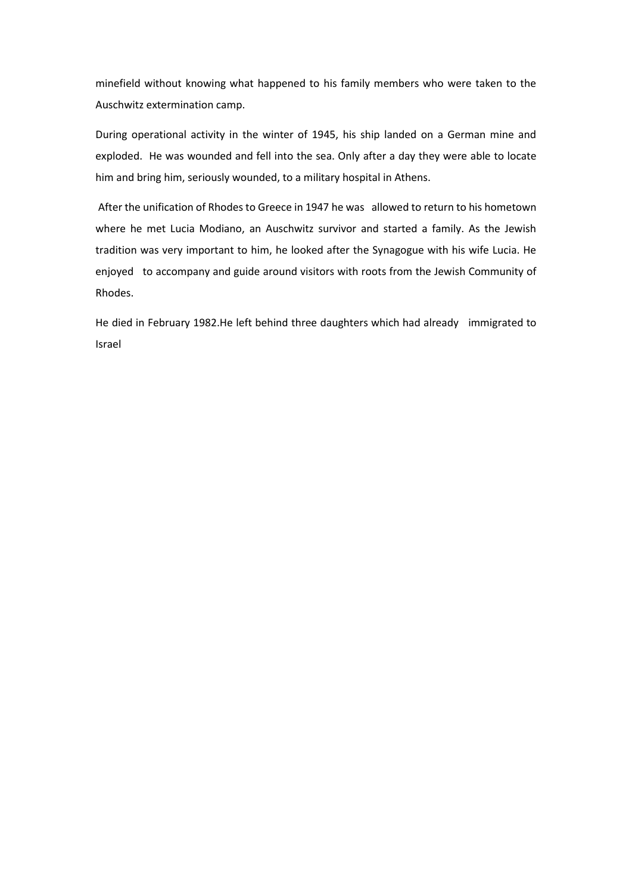minefield without knowing what happened to his family members who were taken to the Auschwitz extermination camp.

During operational activity in the winter of 1945, his ship landed on a German mine and exploded. He was wounded and fell into the sea. Only after a day they were able to locate him and bring him, seriously wounded, to a military hospital in Athens.

After the unification of Rhodes to Greece in 1947 he was allowed to return to his hometown where he met Lucia Modiano, an Auschwitz survivor and started a family. As the Jewish tradition was very important to him, he looked after the Synagogue with his wife Lucia. He enjoyed to accompany and guide around visitors with roots from the Jewish Community of Rhodes.

He died in February 1982.He left behind three daughters which had already immigrated to Israel